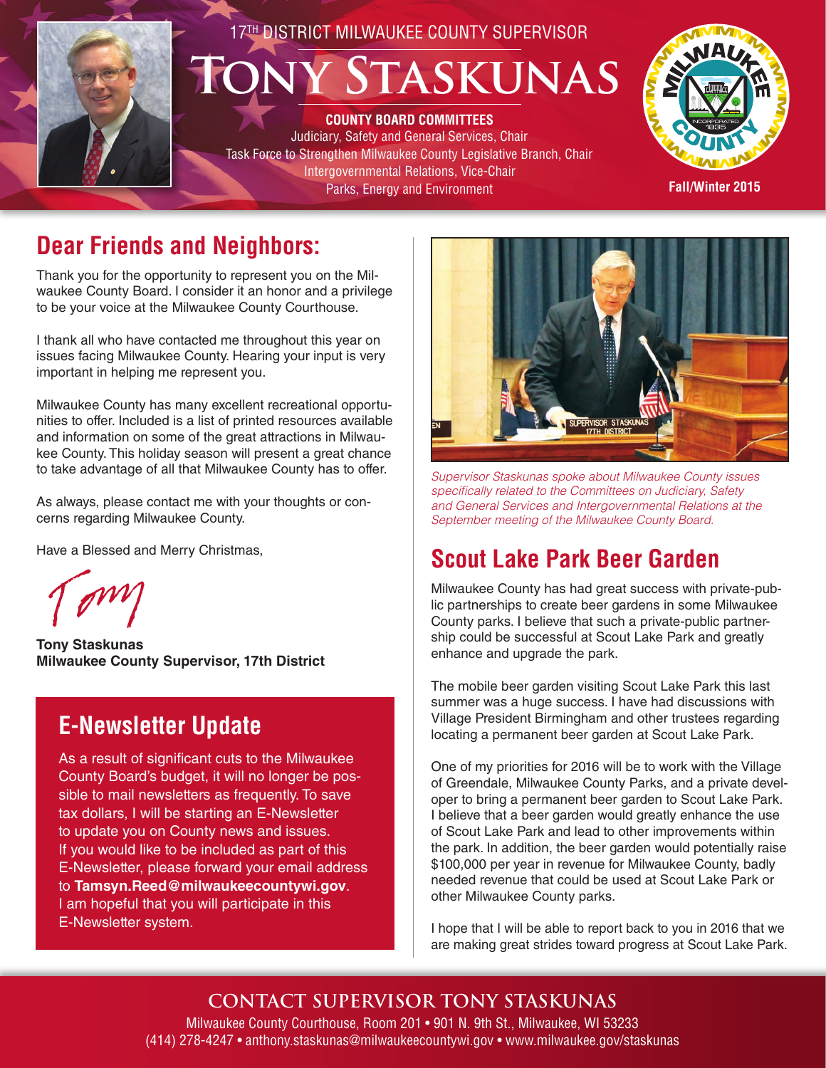17TH DISTRICT MILWAUKEE COUNTY SUPERVISOR

# Tony Staskunas

**COUNTY BOARD COMMITTEES**

Judiciary, Safety and General Services, Chair
Task Force to Strengthen Milwaukee County Legislative Branch, Chair
Intergovernmental Relations, Vice-Chair
Parks, Energy and Environment

**Fall/Winter 2015**

## Dear Friends and Neighbors:

Thank you for the opportunity to represent you on the Milwaukee County Board. I consider it an honor and a privilege to be your voice at the Milwaukee County Courthouse.

I thank all who have contacted me throughout this year on issues facing Milwaukee County. Hearing your input is very important in helping me represent you.

Milwaukee County has many excellent recreational opportunities to offer. Included is a list of printed resources available and information on some of the great attractions in Milwaukee County. This holiday season will present a great chance to take advantage of all that Milwaukee County has to offer.

As always, please contact me with your thoughts or concerns regarding Milwaukee County.

Have a Blessed and Merry Christmas,

Tony

**Tony Staskunas**
**Milwaukee County Supervisor, 17th District**

## E-Newsletter Update

As a result of significant cuts to the Milwaukee County Board's budget, it will no longer be possible to mail newsletters as frequently. To save tax dollars, I will be starting an E-Newsletter to update you on County news and issues. If you would like to be included as part of this E-Newsletter, please forward your email address to **Tamsyn.Reed@milwaukeecountywi.gov**. I am hopeful that you will participate in this E-Newsletter system.

*Supervisor Staskunas spoke about Milwaukee County issues specifically related to the Committees on Judiciary, Safety and General Services and Intergovernmental Relations at the September meeting of the Milwaukee County Board.*

## Scout Lake Park Beer Garden

Milwaukee County has had great success with private-public partnerships to create beer gardens in some Milwaukee County parks. I believe that such a private-public partnership could be successful at Scout Lake Park and greatly enhance and upgrade the park.

The mobile beer garden visiting Scout Lake Park this last summer was a huge success. I have had discussions with Village President Birmingham and other trustees regarding locating a permanent beer garden at Scout Lake Park.

One of my priorities for 2016 will be to work with the Village of Greendale, Milwaukee County Parks, and a private developer to bring a permanent beer garden to Scout Lake Park. I believe that a beer garden would greatly enhance the use of Scout Lake Park and lead to other improvements within the park. In addition, the beer garden would potentially raise $100,000 per year in revenue for Milwaukee County, badly needed revenue that could be used at Scout Lake Park or other Milwaukee County parks.

I hope that I will be able to report back to you in 2016 that we are making great strides toward progress at Scout Lake Park.

## CONTACT SUPERVISOR TONY STASKUNAS

Milwaukee County Courthouse, Room 201 • 901 N. 9th St., Milwaukee, WI 53233
(414) 278-4247 • anthony.staskunas@milwaukeecountywi.gov • www.milwaukee.gov/staskunas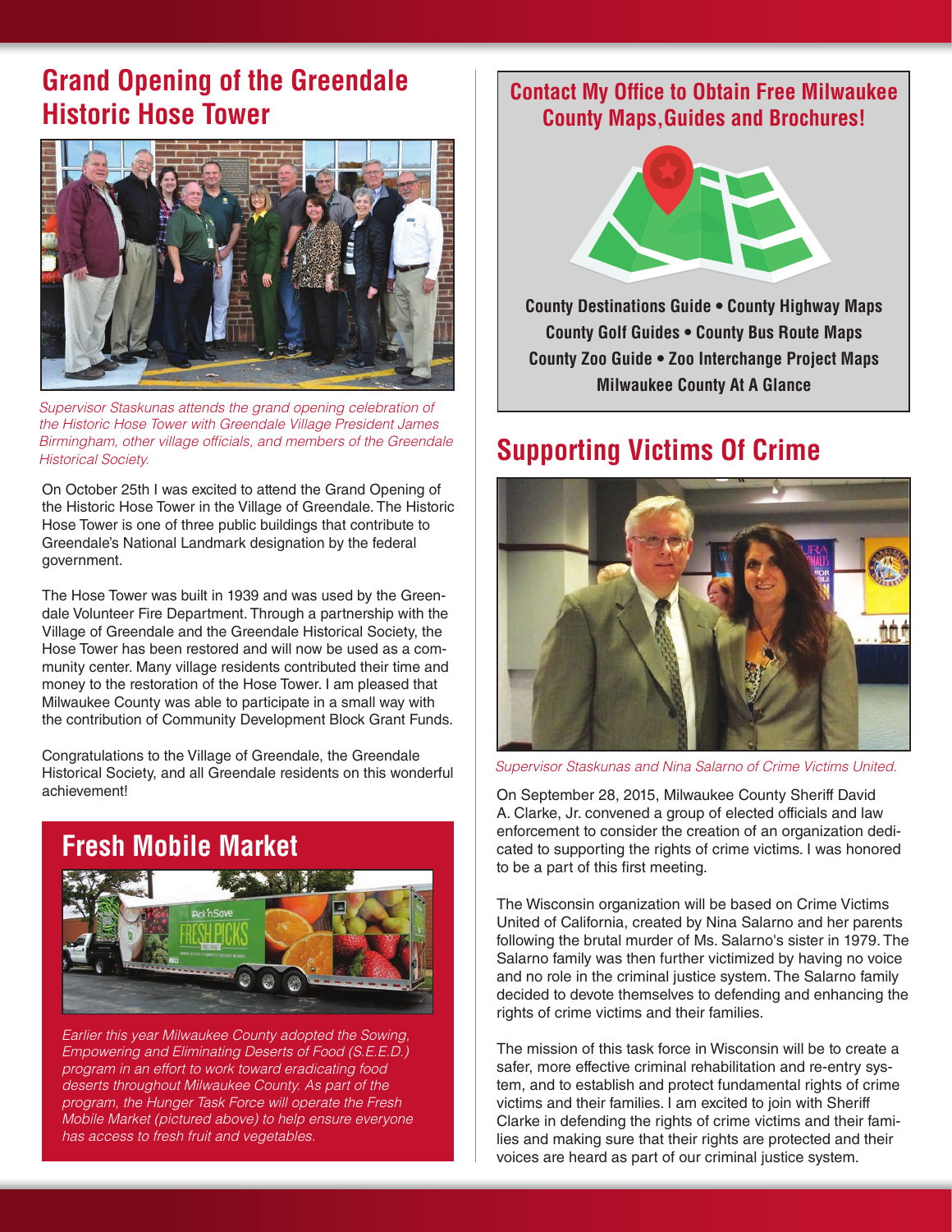## Grand Opening of the Greendale Historic Hose Tower

*Supervisor Staskunas attends the grand opening celebration of the Historic Hose Tower with Greendale Village President James Birmingham, other village officials, and members of the Greendale Historical Society.*

On October 25th I was excited to attend the Grand Opening of the Historic Hose Tower in the Village of Greendale. The Historic Hose Tower is one of three public buildings that contribute to Greendale's National Landmark designation by the federal government.

The Hose Tower was built in 1939 and was used by the Greendale Volunteer Fire Department. Through a partnership with the Village of Greendale and the Greendale Historical Society, the Hose Tower has been restored and will now be used as a community center. Many village residents contributed their time and money to the restoration of the Hose Tower. I am pleased that Milwaukee County was able to participate in a small way with the contribution of Community Development Block Grant Funds.

Congratulations to the Village of Greendale, the Greendale Historical Society, and all Greendale residents on this wonderful achievement!

## Fresh Mobile Market

*Earlier this year Milwaukee County adopted the Sowing, Empowering and Eliminating Deserts of Food (S.E.E.D.) program in an effort to work toward eradicating food deserts throughout Milwaukee County. As part of the program, the Hunger Task Force will operate the Fresh Mobile Market (pictured above) to help ensure everyone has access to fresh fruit and vegetables.*

## Contact My Office to Obtain Free Milwaukee County Maps, Guides and Brochures!

**County Destinations Guide • County Highway Maps**
**County Golf Guides • County Bus Route Maps**
**County Zoo Guide • Zoo Interchange Project Maps**
**Milwaukee County At A Glance**

## Supporting Victims Of Crime

*Supervisor Staskunas and Nina Salarno of Crime Victims United.*

On September 28, 2015, Milwaukee County Sheriff David A. Clarke, Jr. convened a group of elected officials and law enforcement to consider the creation of an organization dedicated to supporting the rights of crime victims. I was honored to be a part of this first meeting.

The Wisconsin organization will be based on Crime Victims United of California, created by Nina Salarno and her parents following the brutal murder of Ms. Salarno's sister in 1979. The Salarno family was then further victimized by having no voice and no role in the criminal justice system. The Salarno family decided to devote themselves to defending and enhancing the rights of crime victims and their families.

The mission of this task force in Wisconsin will be to create a safer, more effective criminal rehabilitation and re-entry system, and to establish and protect fundamental rights of crime victims and their families. I am excited to join with Sheriff Clarke in defending the rights of crime victims and their families and making sure that their rights are protected and their voices are heard as part of our criminal justice system.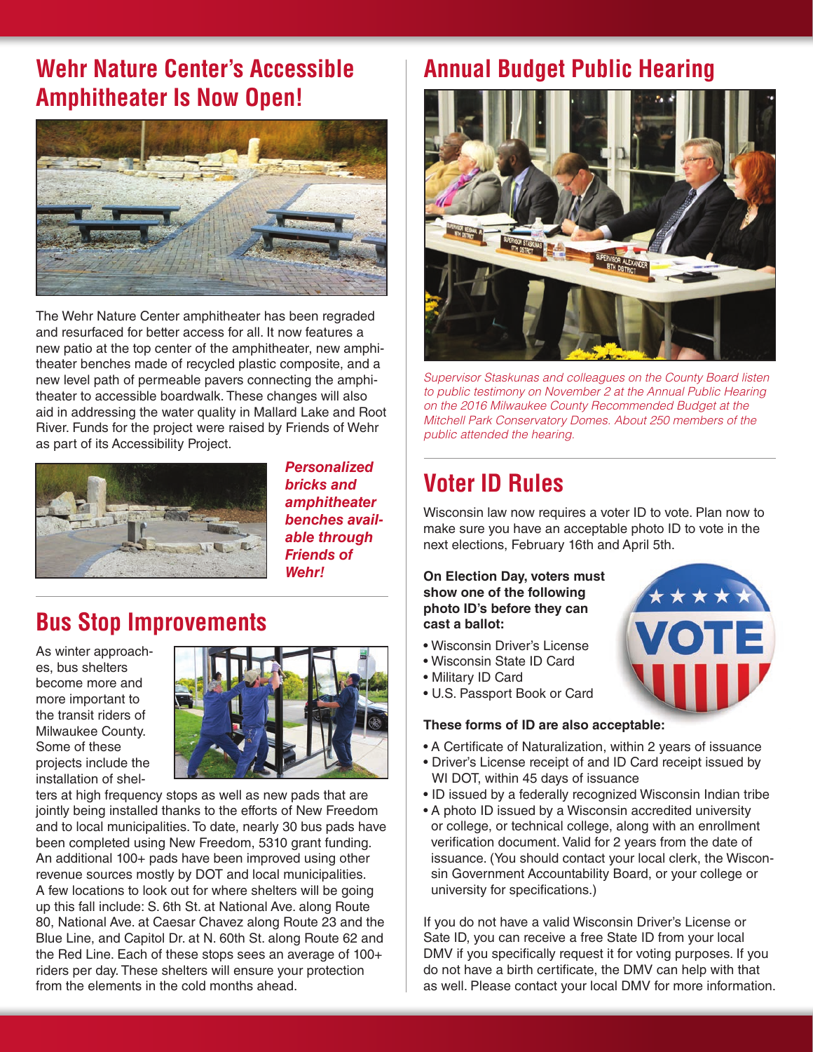## Wehr Nature Center's Accessible Amphitheater Is Now Open!

The Wehr Nature Center amphitheater has been regraded and resurfaced for better access for all. It now features a new patio at the top center of the amphitheater, new amphitheater benches made of recycled plastic composite, and a new level path of permeable pavers connecting the amphitheater to accessible boardwalk. These changes will also aid in addressing the water quality in Mallard Lake and Root River. Funds for the project were raised by Friends of Wehr as part of its Accessibility Project.

***Personalized bricks and amphitheater benches available through Friends of Wehr!***

## Bus Stop Improvements

As winter approaches, bus shelters become more and more important to the transit riders of Milwaukee County. Some of these projects include the installation of shelters at high frequency stops as well as new pads that are jointly being installed thanks to the efforts of New Freedom and to local municipalities. To date, nearly 30 bus pads have been completed using New Freedom, 5310 grant funding. An additional 100+ pads have been improved using other revenue sources mostly by DOT and local municipalities. A few locations to look out for where shelters will be going up this fall include: S. 6th St. at National Ave. along Route 80, National Ave. at Caesar Chavez along Route 23 and the Blue Line, and Capitol Dr. at N. 60th St. along Route 62 and the Red Line. Each of these stops sees an average of 100+ riders per day. These shelters will ensure your protection from the elements in the cold months ahead.

## Annual Budget Public Hearing

*Supervisor Staskunas and colleagues on the County Board listen to public testimony on November 2 at the Annual Public Hearing on the 2016 Milwaukee County Recommended Budget at the Mitchell Park Conservatory Domes. About 250 members of the public attended the hearing.*

## Voter ID Rules

Wisconsin law now requires a voter ID to vote. Plan now to make sure you have an acceptable photo ID to vote in the next elections, February 16th and April 5th.

**On Election Day, voters must show one of the following photo ID's before they can cast a ballot:**

- Wisconsin Driver's License
- Wisconsin State ID Card
- Military ID Card
- U.S. Passport Book or Card

**These forms of ID are also acceptable:**

- A Certificate of Naturalization, within 2 years of issuance
- Driver's License receipt of and ID Card receipt issued by WI DOT, within 45 days of issuance
- ID issued by a federally recognized Wisconsin Indian tribe
- A photo ID issued by a Wisconsin accredited university or college, or technical college, along with an enrollment verification document. Valid for 2 years from the date of issuance. (You should contact your local clerk, the Wisconsin Government Accountability Board, or your college or university for specifications.)

If you do not have a valid Wisconsin Driver's License or Sate ID, you can receive a free State ID from your local DMV if you specifically request it for voting purposes. If you do not have a birth certificate, the DMV can help with that as well. Please contact your local DMV for more information.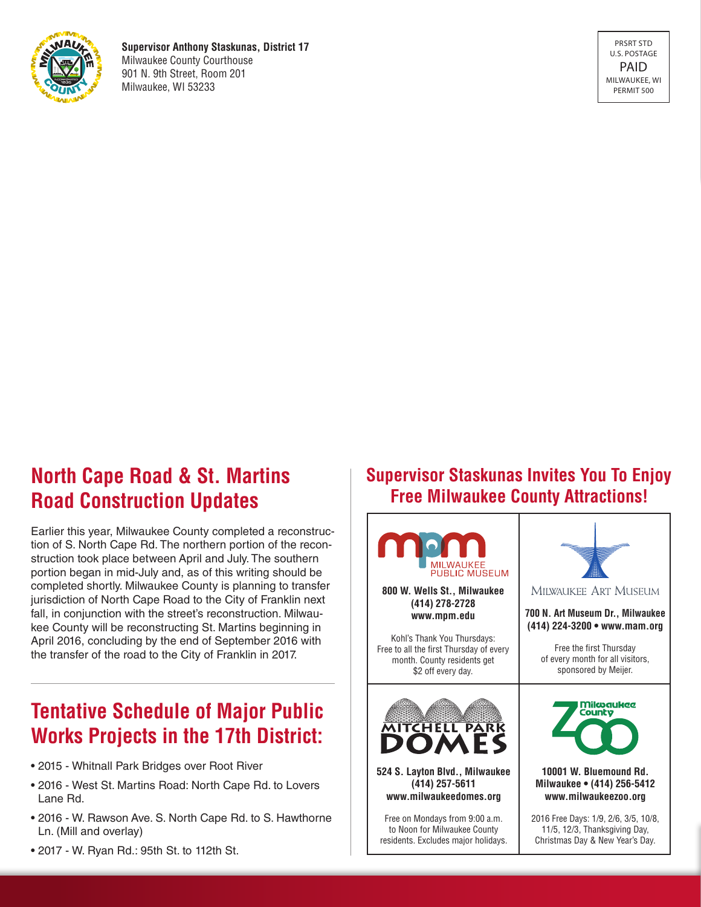**Supervisor Anthony Staskunas, District 17**
Milwaukee County Courthouse
901 N. 9th Street, Room 201
Milwaukee, WI 53233

PRSRT STD
U.S. POSTAGE
PAID
MILWAUKEE, WI
PERMIT 500

## North Cape Road & St. Martins Road Construction Updates

Earlier this year, Milwaukee County completed a reconstruction of S. North Cape Rd. The northern portion of the reconstruction took place between April and July. The southern portion began in mid-July and, as of this writing should be completed shortly. Milwaukee County is planning to transfer jurisdiction of North Cape Road to the City of Franklin next fall, in conjunction with the street's reconstruction. Milwaukee County will be reconstructing St. Martins beginning in April 2016, concluding by the end of September 2016 with the transfer of the road to the City of Franklin in 2017.

## Tentative Schedule of Major Public Works Projects in the 17th District:

- 2015 - Whitnall Park Bridges over Root River
- 2016 - West St. Martins Road: North Cape Rd. to Lovers Lane Rd.
- 2016 - W. Rawson Ave. S. North Cape Rd. to S. Hawthorne Ln. (Mill and overlay)
- 2017 - W. Ryan Rd.: 95th St. to 112th St.

## Supervisor Staskunas Invites You To Enjoy Free Milwaukee County Attractions!

| | |
|---|---|
| **MPM Milwaukee Public Museum**<br>**800 W. Wells St., Milwaukee**<br>**(414) 278-2728**<br>**www.mpm.edu**<br><br>Kohl's Thank You Thursdays: Free to all the first Thursday of every month. County residents get $2 off every day. | **Milwaukee Art Museum**<br>**700 N. Art Museum Dr., Milwaukee**<br>**(414) 224-3200 • www.mam.org**<br><br>Free the first Thursday of every month for all visitors, sponsored by Meijer. |
| **Mitchell Park Domes**<br>**524 S. Layton Blvd., Milwaukee**<br>**(414) 257-5611**<br>**www.milwaukeedomes.org**<br><br>Free on Mondays from 9:00 a.m. to Noon for Milwaukee County residents. Excludes major holidays. | **Milwaukee County Zoo**<br>**10001 W. Bluemound Rd.**<br>**Milwaukee • (414) 256-5412**<br>**www.milwaukeezoo.org**<br><br>2016 Free Days: 1/9, 2/6, 3/5, 10/8, 11/5, 12/3, Thanksgiving Day, Christmas Day & New Year's Day. |